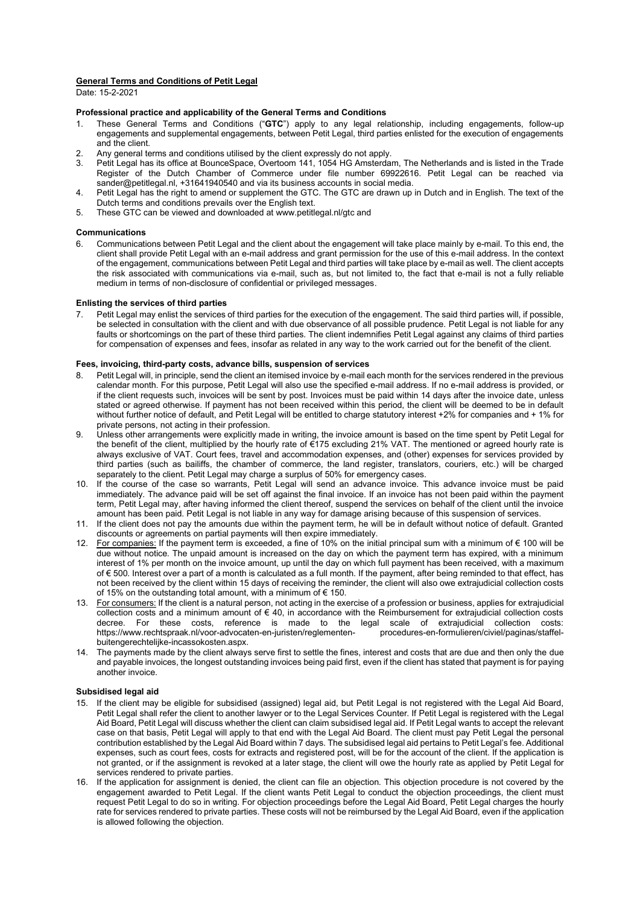**General Terms and Conditions of Petit Legal**

Date: 15-2-2021

**Professional practice and applicability of the General Terms and Conditions**

1. These General Terms and Conditions ("**GTC**") apply to any legal relationship, including engagements, follow-up engagements and supplemental engagements, between Petit Legal, third parties enlisted for the execution of engagements and the client.
2. Any general terms and conditions utilised by the client expressly do not apply.
3. Petit Legal has its office at BounceSpace, Overtoom 141, 1054 HG Amsterdam, The Netherlands and is listed in the Trade Register of the Dutch Chamber of Commerce under file number 69922616. Petit Legal can be reached via sander@petitlegal.nl, +31641940540 and via its business accounts in social media.
4. Petit Legal has the right to amend or supplement the GTC. The GTC are drawn up in Dutch and in English. The text of the Dutch terms and conditions prevails over the English text.
5. These GTC can be viewed and downloaded at www.petitlegal.nl/gtc and

**Communications**

6. Communications between Petit Legal and the client about the engagement will take place mainly by e-mail. To this end, the client shall provide Petit Legal with an e-mail address and grant permission for the use of this e-mail address. In the context of the engagement, communications between Petit Legal and third parties will take place by e-mail as well. The client accepts the risk associated with communications via e-mail, such as, but not limited to, the fact that e-mail is not a fully reliable medium in terms of non-disclosure of confidential or privileged messages.

**Enlisting the services of third parties**

7. Petit Legal may enlist the services of third parties for the execution of the engagement. The said third parties will, if possible, be selected in consultation with the client and with due observance of all possible prudence. Petit Legal is not liable for any faults or shortcomings on the part of these third parties. The client indemnifies Petit Legal against any claims of third parties for compensation of expenses and fees, insofar as related in any way to the work carried out for the benefit of the client.

**Fees, invoicing, third-party costs, advance bills, suspension of services**

8. Petit Legal will, in principle, send the client an itemised invoice by e-mail each month for the services rendered in the previous calendar month. For this purpose, Petit Legal will also use the specified e-mail address. If no e-mail address is provided, or if the client requests such, invoices will be sent by post. Invoices must be paid within 14 days after the invoice date, unless stated or agreed otherwise. If payment has not been received within this period, the client will be deemed to be in default without further notice of default, and Petit Legal will be entitled to charge statutory interest +2% for companies and + 1% for private persons, not acting in their profession.
9. Unless other arrangements were explicitly made in writing, the invoice amount is based on the time spent by Petit Legal for the benefit of the client, multiplied by the hourly rate of €175 excluding 21% VAT. The mentioned or agreed hourly rate is always exclusive of VAT. Court fees, travel and accommodation expenses, and (other) expenses for services provided by third parties (such as bailiffs, the chamber of commerce, the land register, translators, couriers, etc.) will be charged separately to the client. Petit Legal may charge a surplus of 50% for emergency cases.
10. If the course of the case so warrants, Petit Legal will send an advance invoice. This advance invoice must be paid immediately. The advance paid will be set off against the final invoice. If an invoice has not been paid within the payment term, Petit Legal may, after having informed the client thereof, suspend the services on behalf of the client until the invoice amount has been paid. Petit Legal is not liable in any way for damage arising because of this suspension of services.
11. If the client does not pay the amounts due within the payment term, he will be in default without notice of default. Granted discounts or agreements on partial payments will then expire immediately.
12. For companies: If the payment term is exceeded, a fine of 10% on the initial principal sum with a minimum of € 100 will be due without notice. The unpaid amount is increased on the day on which the payment term has expired, with a minimum interest of 1% per month on the invoice amount, up until the day on which full payment has been received, with a maximum of € 500. Interest over a part of a month is calculated as a full month. If the payment, after being reminded to that effect, has not been received by the client within 15 days of receiving the reminder, the client will also owe extrajudicial collection costs of 15% on the outstanding total amount, with a minimum of € 150.
13. For consumers: If the client is a natural person, not acting in the exercise of a profession or business, applies for extrajudicial collection costs and a minimum amount of € 40, in accordance with the Reimbursement for extrajudicial collection costs decree. For these costs, reference is made to the legal scale of extrajudicial collection costs: https://www.rechtspraak.nl/voor-advocaten-en-juristen/reglementen- procedures-en-formulieren/civiel/paginas/staffel-buitengerechtelijke-incassokosten.aspx.
14. The payments made by the client always serve first to settle the fines, interest and costs that are due and then only the due and payable invoices, the longest outstanding invoices being paid first, even if the client has stated that payment is for paying another invoice.

**Subsidised legal aid**

15. If the client may be eligible for subsidised (assigned) legal aid, but Petit Legal is not registered with the Legal Aid Board, Petit Legal shall refer the client to another lawyer or to the Legal Services Counter. If Petit Legal is registered with the Legal Aid Board, Petit Legal will discuss whether the client can claim subsidised legal aid. If Petit Legal wants to accept the relevant case on that basis, Petit Legal will apply to that end with the Legal Aid Board. The client must pay Petit Legal the personal contribution established by the Legal Aid Board within 7 days. The subsidised legal aid pertains to Petit Legal's fee. Additional expenses, such as court fees, costs for extracts and registered post, will be for the account of the client. If the application is not granted, or if the assignment is revoked at a later stage, the client will owe the hourly rate as applied by Petit Legal for services rendered to private parties.
16. If the application for assignment is denied, the client can file an objection. This objection procedure is not covered by the engagement awarded to Petit Legal. If the client wants Petit Legal to conduct the objection proceedings, the client must request Petit Legal to do so in writing. For objection proceedings before the Legal Aid Board, Petit Legal charges the hourly rate for services rendered to private parties. These costs will not be reimbursed by the Legal Aid Board, even if the application is allowed following the objection.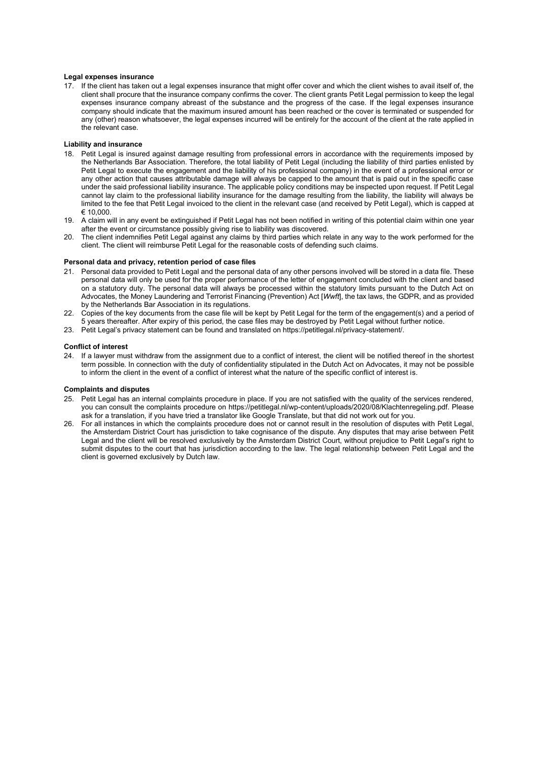**Legal expenses insurance**

17. If the client has taken out a legal expenses insurance that might offer cover and which the client wishes to avail itself of, the client shall procure that the insurance company confirms the cover. The client grants Petit Legal permission to keep the legal expenses insurance company abreast of the substance and the progress of the case. If the legal expenses insurance company should indicate that the maximum insured amount has been reached or the cover is terminated or suspended for any (other) reason whatsoever, the legal expenses incurred will be entirely for the account of the client at the rate applied in the relevant case.

**Liability and insurance**

18. Petit Legal is insured against damage resulting from professional errors in accordance with the requirements imposed by the Netherlands Bar Association. Therefore, the total liability of Petit Legal (including the liability of third parties enlisted by Petit Legal to execute the engagement and the liability of his professional company) in the event of a professional error or any other action that causes attributable damage will always be capped to the amount that is paid out in the specific case under the said professional liability insurance. The applicable policy conditions may be inspected upon request. If Petit Legal cannot lay claim to the professional liability insurance for the damage resulting from the liability, the liability will always be limited to the fee that Petit Legal invoiced to the client in the relevant case (and received by Petit Legal), which is capped at € 10,000.
19. A claim will in any event be extinguished if Petit Legal has not been notified in writing of this potential claim within one year after the event or circumstance possibly giving rise to liability was discovered.
20. The client indemnifies Petit Legal against any claims by third parties which relate in any way to the work performed for the client. The client will reimburse Petit Legal for the reasonable costs of defending such claims.

**Personal data and privacy, retention period of case files**

21. Personal data provided to Petit Legal and the personal data of any other persons involved will be stored in a data file. These personal data will only be used for the proper performance of the letter of engagement concluded with the client and based on a statutory duty. The personal data will always be processed within the statutory limits pursuant to the Dutch Act on Advocates, the Money Laundering and Terrorist Financing (Prevention) Act [*Wwft*], the tax laws, the GDPR, and as provided by the Netherlands Bar Association in its regulations.
22. Copies of the key documents from the case file will be kept by Petit Legal for the term of the engagement(s) and a period of 5 years thereafter. After expiry of this period, the case files may be destroyed by Petit Legal without further notice.
23. Petit Legal's privacy statement can be found and translated on https://petitlegal.nl/privacy-statement/.

**Conflict of interest**

24. If a lawyer must withdraw from the assignment due to a conflict of interest, the client will be notified thereof in the shortest term possible. In connection with the duty of confidentiality stipulated in the Dutch Act on Advocates, it may not be possible to inform the client in the event of a conflict of interest what the nature of the specific conflict of interest is.

**Complaints and disputes**

25. Petit Legal has an internal complaints procedure in place. If you are not satisfied with the quality of the services rendered, you can consult the complaints procedure on https://petitlegal.nl/wp-content/uploads/2020/08/Klachtenregeling.pdf. Please ask for a translation, if you have tried a translator like Google Translate, but that did not work out for you.
26. For all instances in which the complaints procedure does not or cannot result in the resolution of disputes with Petit Legal, the Amsterdam District Court has jurisdiction to take cognisance of the dispute. Any disputes that may arise between Petit Legal and the client will be resolved exclusively by the Amsterdam District Court, without prejudice to Petit Legal's right to submit disputes to the court that has jurisdiction according to the law. The legal relationship between Petit Legal and the client is governed exclusively by Dutch law.